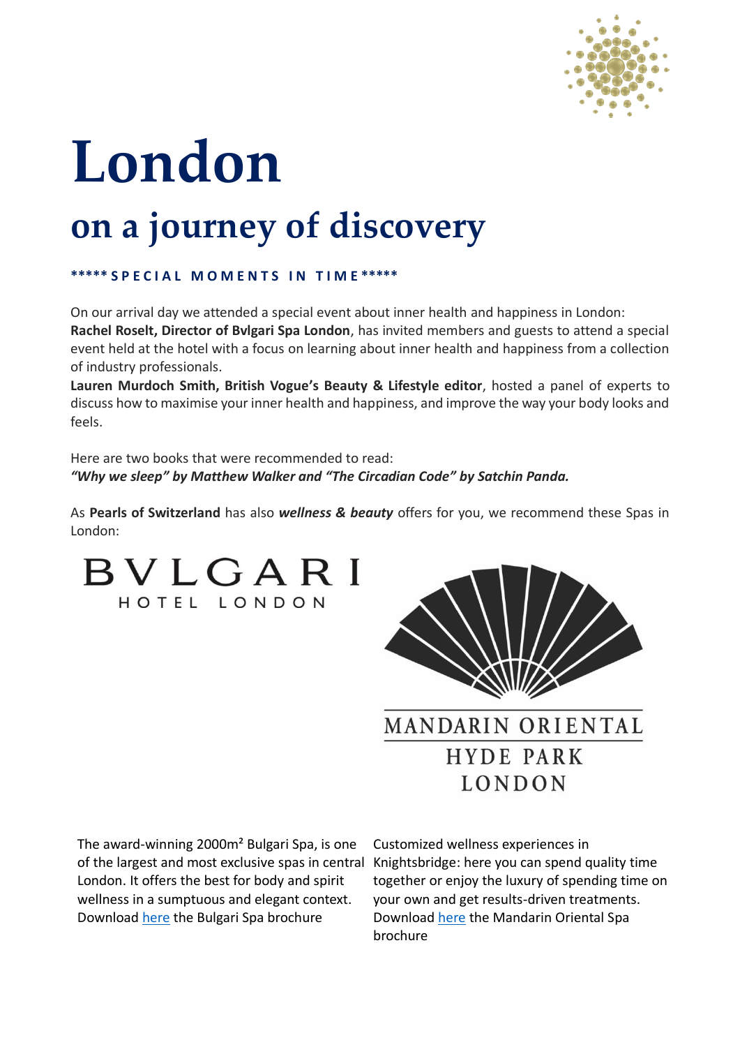# London

## on a journey of discovery

**\*\*\*\*\* SPECIAL MOMENTS IN TIME \*\*\*\*\***

On our arrival day we attended a special event about inner health and happiness in London:
**Rachel Roselt, Director of Bvlgari Spa London**, has invited members and guests to attend a special event held at the hotel with a focus on learning about inner health and happiness from a collection of industry professionals.
**Lauren Murdoch Smith, British Vogue's Beauty & Lifestyle editor**, hosted a panel of experts to discuss how to maximise your inner health and happiness, and improve the way your body looks and feels.

Here are two books that were recommended to read:
***"Why we sleep" by Matthew Walker and "The Circadian Code" by Satchin Panda.***

As **Pearls of Switzerland** has also ***wellness & beauty*** offers for you, we recommend these Spas in London:

BVLGARI
HOTEL LONDON

MANDARIN ORIENTAL
HYDE PARK
LONDON

The award-winning 2000m² Bulgari Spa, is one of the largest and most exclusive spas in central London. It offers the best for body and spirit wellness in a sumptuous and elegant context. Download here the Bulgari Spa brochure

Customized wellness experiences in Knightsbridge: here you can spend quality time together or enjoy the luxury of spending time on your own and get results-driven treatments. Download here the Mandarin Oriental Spa brochure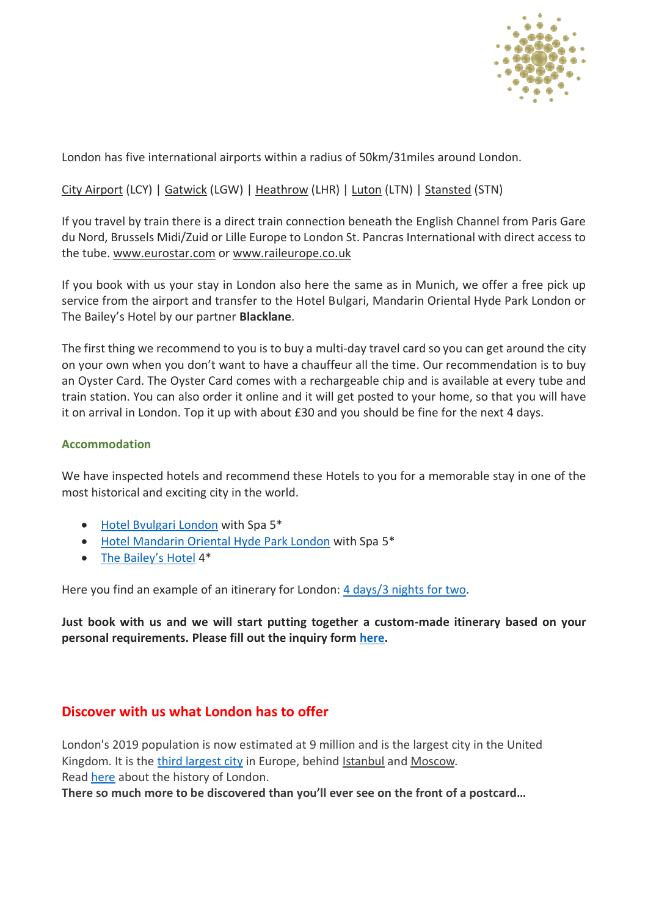London has five international airports within a radius of 50km/31miles around London.

City Airport (LCY) | Gatwick (LGW) | Heathrow (LHR) | Luton (LTN) | Stansted (STN)

If you travel by train there is a direct train connection beneath the English Channel from Paris Gare du Nord, Brussels Midi/Zuid or Lille Europe to London St. Pancras International with direct access to the tube. www.eurostar.com or www.raileurope.co.uk

If you book with us your stay in London also here the same as in Munich, we offer a free pick up service from the airport and transfer to the Hotel Bulgari, Mandarin Oriental Hyde Park London or The Bailey's Hotel by our partner **Blacklane**.

The first thing we recommend to you is to buy a multi-day travel card so you can get around the city on your own when you don't want to have a chauffeur all the time. Our recommendation is to buy an Oyster Card. The Oyster Card comes with a rechargeable chip and is available at every tube and train station. You can also order it online and it will get posted to your home, so that you will have it on arrival in London. Top it up with about £30 and you should be fine for the next 4 days.

### Accommodation

We have inspected hotels and recommend these Hotels to you for a memorable stay in one of the most historical and exciting city in the world.

- Hotel Bvulgari London with Spa 5*
- Hotel Mandarin Oriental Hyde Park London with Spa 5*
- The Bailey's Hotel 4*

Here you find an example of an itinerary for London: 4 days/3 nights for two.

**Just book with us and we will start putting together a custom-made itinerary based on your personal requirements. Please fill out the inquiry form here.**

## Discover with us what London has to offer

London's 2019 population is now estimated at 9 million and is the largest city in the United Kingdom. It is the third largest city in Europe, behind Istanbul and Moscow.
Read here about the history of London.
**There so much more to be discovered than you'll ever see on the front of a postcard…**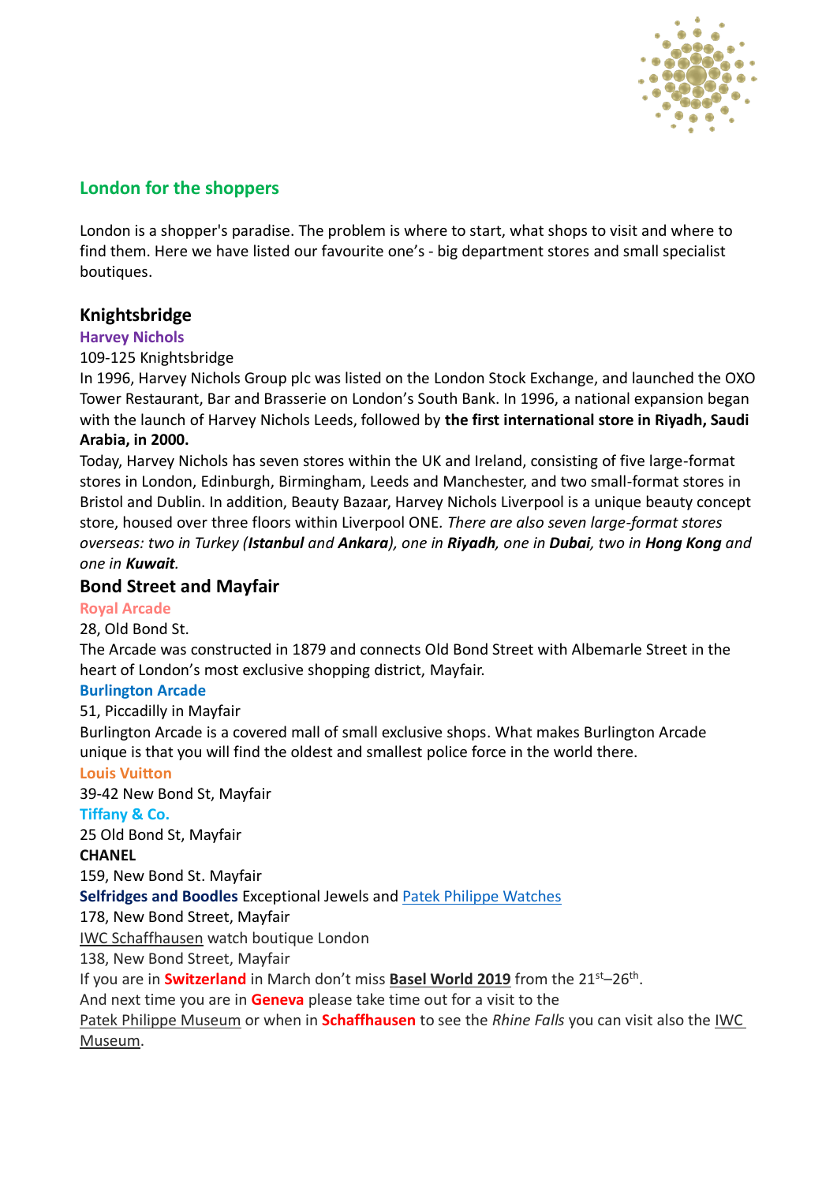## London for the shoppers

London is a shopper's paradise. The problem is where to start, what shops to visit and where to find them. Here we have listed our favourite one's - big department stores and small specialist boutiques.

### Knightsbridge

**Harvey Nichols**

109-125 Knightsbridge

In 1996, Harvey Nichols Group plc was listed on the London Stock Exchange, and launched the OXO Tower Restaurant, Bar and Brasserie on London's South Bank. In 1996, a national expansion began with the launch of Harvey Nichols Leeds, followed by **the first international store in Riyadh, Saudi Arabia, in 2000.**

Today, Harvey Nichols has seven stores within the UK and Ireland, consisting of five large-format stores in London, Edinburgh, Birmingham, Leeds and Manchester, and two small-format stores in Bristol and Dublin. In addition, Beauty Bazaar, Harvey Nichols Liverpool is a unique beauty concept store, housed over three floors within Liverpool ONE. *There are also seven large-format stores overseas: two in Turkey (**Istanbul** and **Ankara**), one in **Riyadh**, one in **Dubai**, two in **Hong Kong** and one in **Kuwait**.*

### Bond Street and Mayfair

**Royal Arcade**

28, Old Bond St.

The Arcade was constructed in 1879 and connects Old Bond Street with Albemarle Street in the heart of London's most exclusive shopping district, Mayfair.

**Burlington Arcade**

51, Piccadilly in Mayfair

Burlington Arcade is a covered mall of small exclusive shops. What makes Burlington Arcade unique is that you will find the oldest and smallest police force in the world there.

**Louis Vuitton**

39-42 New Bond St, Mayfair

**Tiffany & Co.**

25 Old Bond St, Mayfair

**CHANEL**

159, New Bond St. Mayfair

**Selfridges and Boodles** Exceptional Jewels and Patek Philippe Watches

178, New Bond Street, Mayfair

IWC Schaffhausen watch boutique London

138, New Bond Street, Mayfair

If you are in **Switzerland** in March don't miss **Basel World 2019** from the 21st–26th.

And next time you are in **Geneva** please take time out for a visit to the Patek Philippe Museum or when in **Schaffhausen** to see the *Rhine Falls* you can visit also the IWC Museum.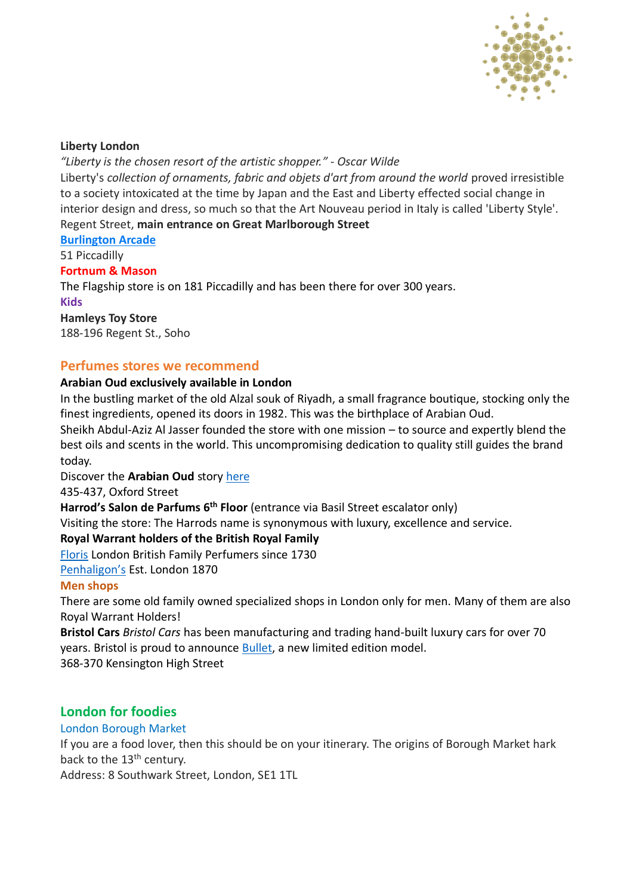**Liberty London**

*"Liberty is the chosen resort of the artistic shopper." - Oscar Wilde*

Liberty's *collection of ornaments, fabric and objets d'art from around the world* proved irresistible to a society intoxicated at the time by Japan and the East and Liberty effected social change in interior design and dress, so much so that the Art Nouveau period in Italy is called 'Liberty Style'.

Regent Street, **main entrance on Great Marlborough Street**

**Burlington Arcade**

51 Piccadilly

**Fortnum & Mason**

The Flagship store is on 181 Piccadilly and has been there for over 300 years.

**Kids**

**Hamleys Toy Store**

188-196 Regent St., Soho

## Perfumes stores we recommend

**Arabian Oud exclusively available in London**

In the bustling market of the old Alzal souk of Riyadh, a small fragrance boutique, stocking only the finest ingredients, opened its doors in 1982. This was the birthplace of Arabian Oud.

Sheikh Abdul-Aziz Al Jasser founded the store with one mission – to source and expertly blend the best oils and scents in the world. This uncompromising dedication to quality still guides the brand today.

Discover the **Arabian Oud** story here

435-437, Oxford Street

**Harrod's Salon de Parfums 6th Floor** (entrance via Basil Street escalator only)

Visiting the store: The Harrods name is synonymous with luxury, excellence and service.

**Royal Warrant holders of the British Royal Family**

Floris London British Family Perfumers since 1730

Penhaligon's Est. London 1870

**Men shops**

There are some old family owned specialized shops in London only for men. Many of them are also Royal Warrant Holders!

**Bristol Cars** *Bristol Cars* has been manufacturing and trading hand-built luxury cars for over 70 years. Bristol is proud to announce Bullet, a new limited edition model.

368-370 Kensington High Street

## London for foodies

London Borough Market

If you are a food lover, then this should be on your itinerary. The origins of Borough Market hark back to the 13th century.

Address: 8 Southwark Street, London, SE1 1TL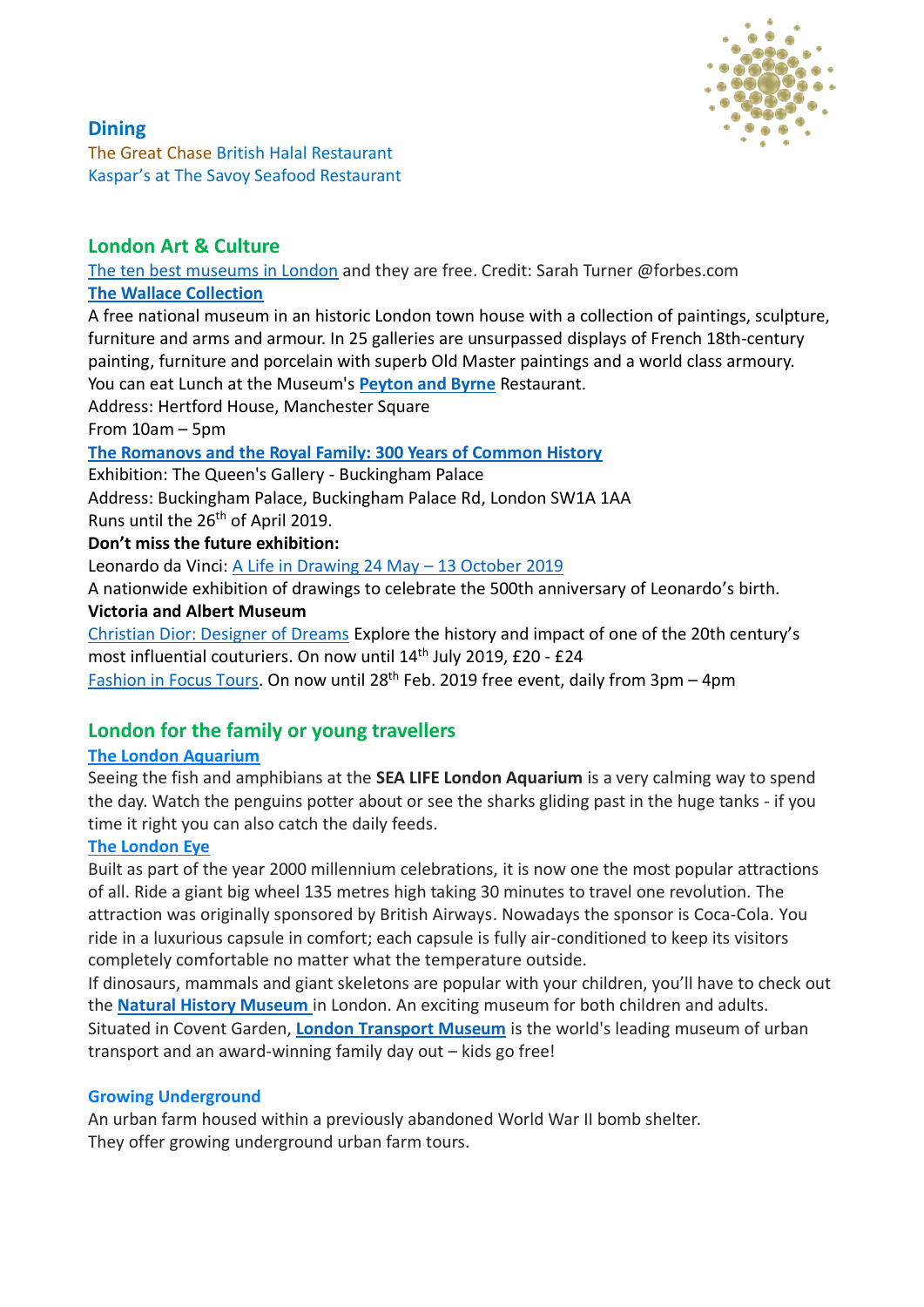## Dining

The Great Chase British Halal Restaurant
Kaspar's at The Savoy Seafood Restaurant

## London Art & Culture

The ten best museums in London and they are free. Credit: Sarah Turner @forbes.com

**The Wallace Collection**

A free national museum in an historic London town house with a collection of paintings, sculpture, furniture and arms and armour. In 25 galleries are unsurpassed displays of French 18th-century painting, furniture and porcelain with superb Old Master paintings and a world class armoury. You can eat Lunch at the Museum's **Peyton and Byrne** Restaurant.
Address: Hertford House, Manchester Square
From 10am – 5pm

**The Romanovs and the Royal Family: 300 Years of Common History**

Exhibition: The Queen's Gallery - Buckingham Palace
Address: Buckingham Palace, Buckingham Palace Rd, London SW1A 1AA
Runs until the 26th of April 2019.

**Don't miss the future exhibition:**

Leonardo da Vinci: A Life in Drawing 24 May – 13 October 2019
A nationwide exhibition of drawings to celebrate the 500th anniversary of Leonardo's birth.

**Victoria and Albert Museum**

Christian Dior: Designer of Dreams Explore the history and impact of one of the 20th century's most influential couturiers. On now until 14th July 2019, £20 - £24
Fashion in Focus Tours. On now until 28th Feb. 2019 free event, daily from 3pm – 4pm

## London for the family or young travellers

**The London Aquarium**

Seeing the fish and amphibians at the **SEA LIFE London Aquarium** is a very calming way to spend the day. Watch the penguins potter about or see the sharks gliding past in the huge tanks - if you time it right you can also catch the daily feeds.

**The London Eye**

Built as part of the year 2000 millennium celebrations, it is now one the most popular attractions of all. Ride a giant big wheel 135 metres high taking 30 minutes to travel one revolution. The attraction was originally sponsored by British Airways. Nowadays the sponsor is Coca-Cola. You ride in a luxurious capsule in comfort; each capsule is fully air-conditioned to keep its visitors completely comfortable no matter what the temperature outside.
If dinosaurs, mammals and giant skeletons are popular with your children, you'll have to check out the **Natural History Museum** in London. An exciting museum for both children and adults.
Situated in Covent Garden, **London Transport Museum** is the world's leading museum of urban transport and an award-winning family day out – kids go free!

**Growing Underground**

An urban farm housed within a previously abandoned World War II bomb shelter.
They offer growing underground urban farm tours.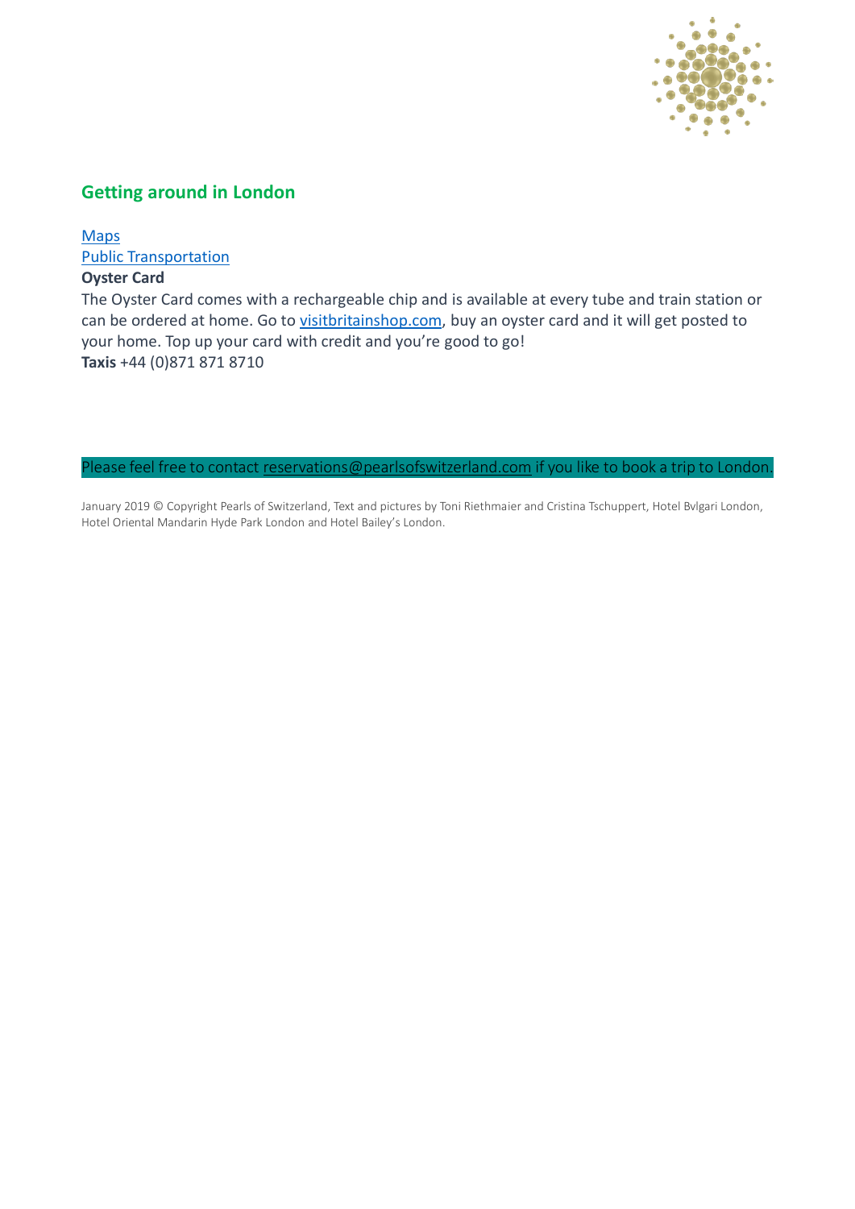## Getting around in London

Maps
Public Transportation
**Oyster Card**
The Oyster Card comes with a rechargeable chip and is available at every tube and train station or can be ordered at home. Go to visitbritainshop.com, buy an oyster card and it will get posted to your home. Top up your card with credit and you're good to go!
**Taxis** +44 (0)871 871 8710

Please feel free to contact reservations@pearlsofswitzerland.com if you like to book a trip to London.

January 2019 © Copyright Pearls of Switzerland, Text and pictures by Toni Riethmaier and Cristina Tschuppert, Hotel Bvlgari London, Hotel Oriental Mandarin Hyde Park London and Hotel Bailey's London.